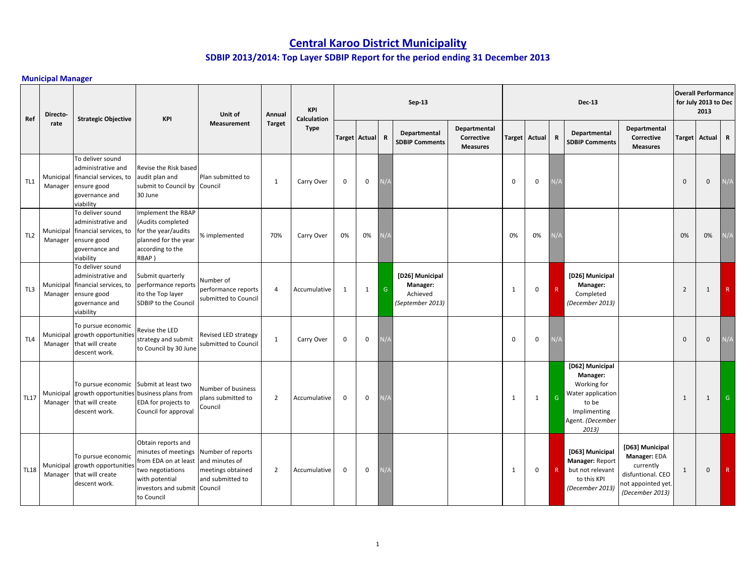# Central Karoo District Municipality

## SDBIP 2013/2014: Top Layer SDBIP Report for the period ending 31 December 2013

### Municipal Manager

| Ref | Directorate | Strategic Objective | KPI | Unit of Measurement | Annual Target | KPI Calculation Type | Sep-13 | | | | | Dec-13 | | | | | Overall Performance for July 2013 to Dec 2013 | | |
|---|---|---|---|---|---|---|---|---|---|---|---|---|---|---|---|---|---|---|---|
| | | | | | | | Target | Actual | R | Departmental SDBIP Comments | Departmental Corrective Measures | Target | Actual | R | Departmental SDBIP Comments | Departmental Corrective Measures | Target | Actual | R |
| TL1 | Municipal Manager | To deliver sound administrative and financial services, to ensure good governance and viability | Revise the Risk based audit plan and submit to Council by 30 June | Plan submitted to Council | 1 | Carry Over | 0 | 0 | N/A | | | 0 | 0 | N/A | | | 0 | 0 | N/A |
| TL2 | Municipal Manager | To deliver sound administrative and financial services, to ensure good governance and viability | Implement the RBAP (Audits completed for the year/audits planned for the year according to the RBAP ) | % implemented | 70% | Carry Over | 0% | 0% | N/A | | | 0% | 0% | N/A | | | 0% | 0% | N/A |
| TL3 | Municipal Manager | To deliver sound administrative and financial services, to ensure good governance and viability | Submit quarterly performance reports ito the Top layer SDBIP to the Council | Number of performance reports submitted to Council | 4 | Accumulative | 1 | 1 | G | **[D26] Municipal Manager:** Achieved *(September 2013)* | | 1 | 0 | R | **[D26] Municipal Manager:** Completed *(December 2013)* | | 2 | 1 | R |
| TL4 | Municipal Manager | To pursue economic growth opportunities that will create descent work. | Revise the LED strategy and submit to Council by 30 June | Revised LED strategy submitted to Council | 1 | Carry Over | 0 | 0 | N/A | | | 0 | 0 | N/A | | | 0 | 0 | N/A |
| TL17 | Municipal Manager | To pursue economic growth opportunities that will create descent work. | Submit at least two business plans from EDA for projects to Council for approval | Number of business plans submitted to Council | 2 | Accumulative | 0 | 0 | N/A | | | 1 | 1 | G | **[D62] Municipal Manager:** Working for Water application to be Implimenting Agent. *(December 2013)* | | 1 | 1 | G |
| TL18 | Municipal Manager | To pursue economic growth opportunities that will create descent work. | Obtain reports and minutes of meetings from EDA on at least two negotiations with potential investors and submit to Council | Number of reports and minutes of meetings obtained and submitted to Council | 2 | Accumulative | 0 | 0 | N/A | | | 1 | 0 | R | **[D63] Municipal Manager:** Report but not relevant to this KPI *(December 2013)* | **[D63] Municipal Manager:** EDA currently disfuntional. CEO not appointed yet. *(December 2013)* | 1 | 0 | R |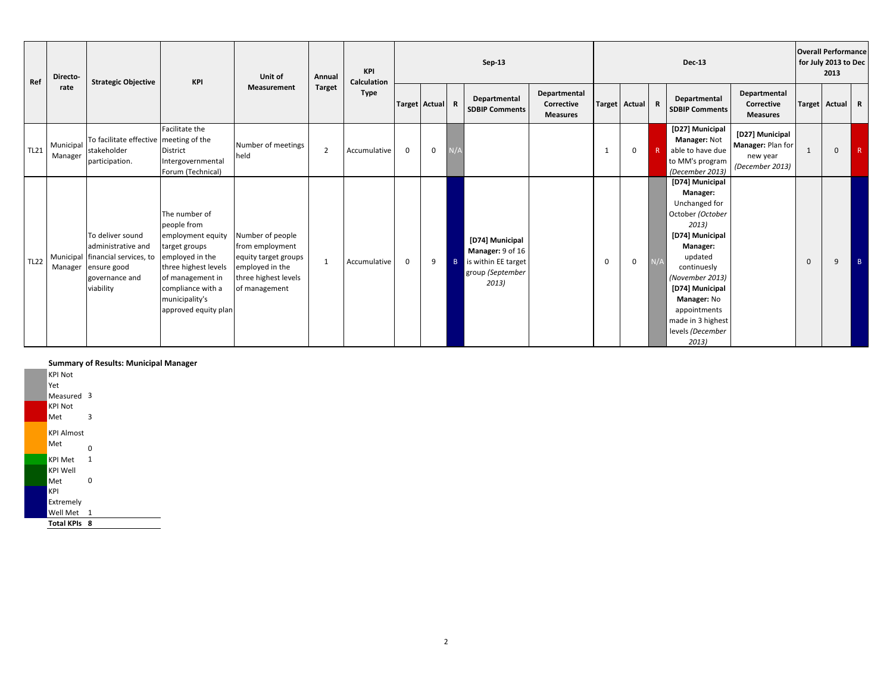| Ref | Directo-rate | Strategic Objective | KPI | Unit of Measurement | Annual Target | KPI Calculation Type | Sep-13 | | | | | Dec-13 | | | | | Overall Performance for July 2013 to Dec 2013 | | |
|---|---|---|---|---|---|---|---|---|---|---|---|---|---|---|---|---|---|---|---|
| | | | | | | | Target | Actual | R | Departmental SDBIP Comments | Departmental Corrective Measures | Target | Actual | R | Departmental SDBIP Comments | Departmental Corrective Measures | Target | Actual | R |
| TL21 | Municipal Manager | To facilitate effective stakeholder participation. | Facilitate the meeting of the District Intergovernmental Forum (Technical) | Number of meetings held | 2 | Accumulative | 0 | 0 | N/A | | | 1 | 0 | R | **[D27] Municipal Manager:** Not able to have due to MM's program *(December 2013)* | **[D27] Municipal Manager:** Plan for new year *(December 2013)* | 1 | 0 | R |
| TL22 | Municipal Manager | To deliver sound administrative and financial services, to ensure good governance and viability | The number of people from employment equity target groups employed in the three highest levels of management in compliance with a municipality's approved equity plan | Number of people from employment equity target groups employed in the three highest levels of management | 1 | Accumulative | 0 | 9 | B | **[D74] Municipal Manager:** 9 of 16 is within EE target group *(September 2013)* | | 0 | 0 | N/A | **[D74] Municipal Manager:** Unchanged for October *(October 2013)* **[D74] Municipal Manager:** updated continuesly *(November 2013)* **[D74] Municipal Manager:** No appointments made in 3 highest levels *(December 2013)* | | 0 | 9 | B |

**Summary of Results: Municipal Manager**

| | |
|---|---|
| KPI Not Yet Measured | 3 |
| KPI Not Met | 3 |
| KPI Almost Met | 0 |
| KPI Met | 1 |
| KPI Well Met | 0 |
| KPI Extremely Well Met | 1 |
| **Total KPIs** | **8** |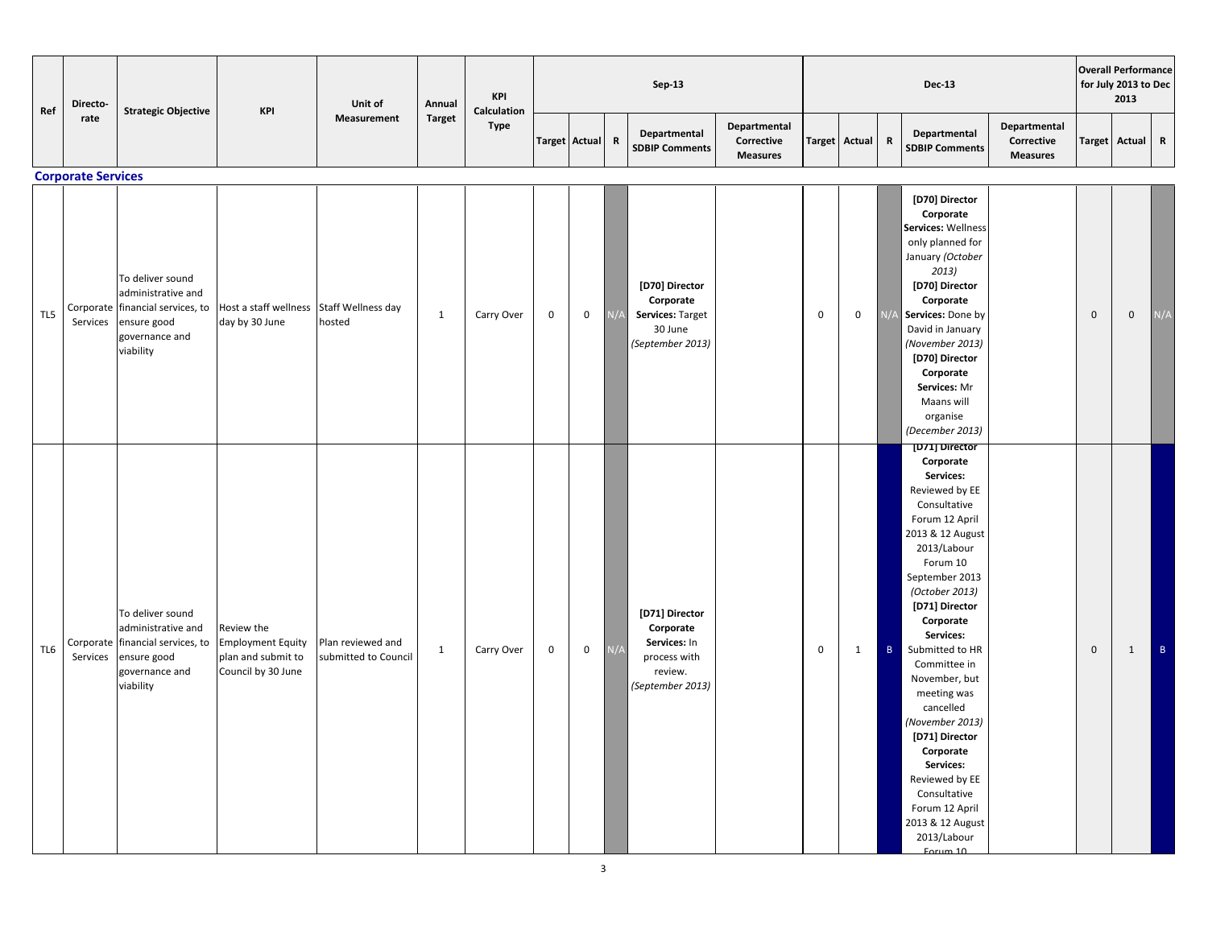| Ref | Directorate | Strategic Objective | KPI | Unit of Measurement | Annual Target | KPI Calculation Type | Sep-13 | | | | | Dec-13 | | | | | Overall Performance for July 2013 to Dec 2013 | | |
|---|---|---|---|---|---|---|---|---|---|---|---|---|---|---|---|---|---|---|---|
| | | | | | | | Target | Actual | R | Departmental SDBIP Comments | Departmental Corrective Measures | Target | Actual | R | Departmental SDBIP Comments | Departmental Corrective Measures | Target | Actual | R |
| **Corporate Services** | | | | | | | | | | | | | | | | | | | |
| TL5 | Corporate Services | To deliver sound administrative and financial services, to ensure good governance and viability | Host a staff wellness day by 30 June | Staff Wellness day hosted | 1 | Carry Over | 0 | 0 | N/A | **[D70] Director Corporate Services:** Target 30 June *(September 2013)* | | 0 | 0 | N/A | **[D70] Director Corporate Services:** Wellness only planned for January *(October 2013)* **[D70] Director Corporate Services:** Done by David in January *(November 2013)* **[D70] Director Corporate Services:** Mr Maans will organise *(December 2013)* | | 0 | 0 | N/A |
| TL6 | Corporate Services | To deliver sound administrative and financial services, to ensure good governance and viability | Review the Employment Equity plan and submit to Council by 30 June | Plan reviewed and submitted to Council | 1 | Carry Over | 0 | 0 | N/A | **[D71] Director Corporate Services:** In process with review. *(September 2013)* | | 0 | 1 | B | **[D71] Director Corporate Services:** Reviewed by EE Consultative Forum 12 April 2013 & 12 August 2013/Labour Forum 10 September 2013 *(October 2013)* **[D71] Director Corporate Services:** Submitted to HR Committee in November, but meeting was cancelled *(November 2013)* **[D71] Director Corporate Services:** Reviewed by EE Consultative Forum 12 April 2013 & 12 August 2013/Labour Forum 10 | | 0 | 1 | B |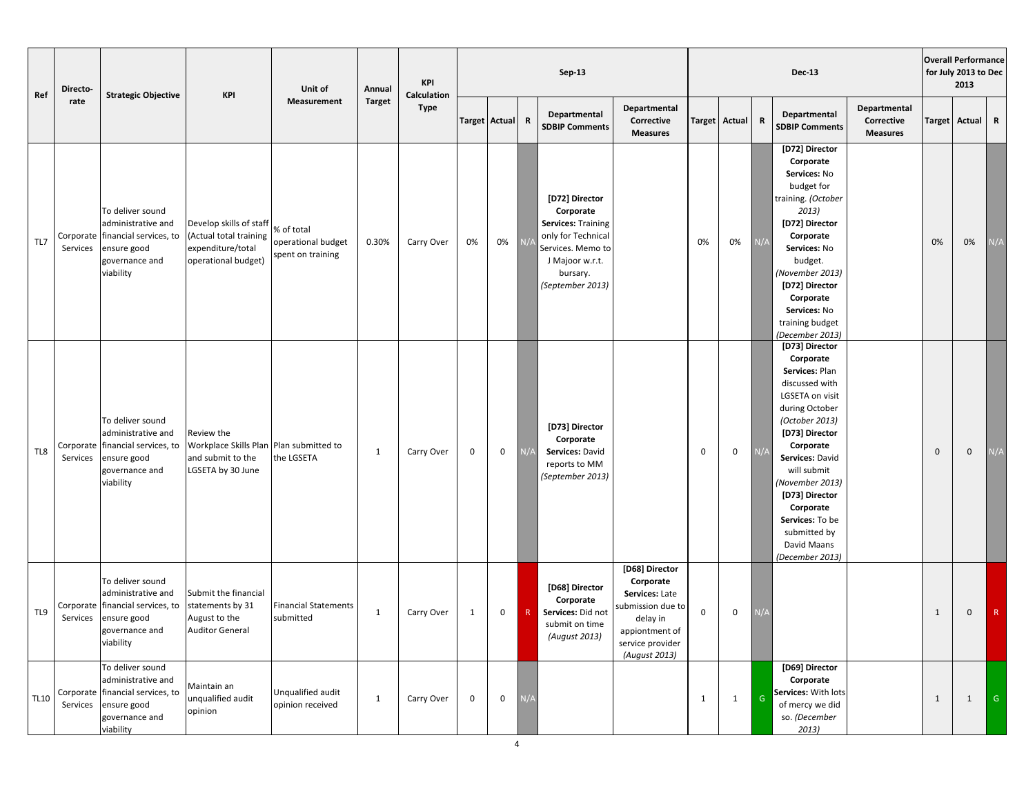| Ref | Directorate | Strategic Objective | KPI | Unit of Measurement | Annual Target | KPI Calculation Type | Sep-13 | | | | | Dec-13 | | | | | Overall Performance for July 2013 to Dec 2013 | | |
|---|---|---|---|---|---|---|---|---|---|---|---|---|---|---|---|---|---|---|---|
| | | | | | | | Target | Actual | R | Departmental SDBIP Comments | Departmental Corrective Measures | Target | Actual | R | Departmental SDBIP Comments | Departmental Corrective Measures | Target | Actual | R |
| TL7 | Corporate Services | To deliver sound administrative and financial services, to ensure good governance and viability | Develop skills of staff (Actual total training expenditure/total operational budget) | % of total operational budget spent on training | 0.30% | Carry Over | 0% | 0% | N/A | **[D72] Director Corporate Services:** Training only for Technical Services. Memo to J Majoor w.r.t. bursary. *(September 2013)* | | 0% | 0% | N/A | **[D72] Director Corporate Services:** No budget for training. *(October 2013)* **[D72] Director Corporate Services:** No budget. *(November 2013)* **[D72] Director Corporate Services:** No training budget *(December 2013)* | | 0% | 0% | N/A |
| TL8 | Corporate Services | To deliver sound administrative and financial services, to ensure good governance and viability | Review the Workplace Skills Plan and submit to the LGSETA by 30 June | Plan submitted to the LGSETA | 1 | Carry Over | 0 | 0 | N/A | **[D73] Director Corporate Services:** David reports to MM *(September 2013)* | | 0 | 0 | N/A | **[D73] Director Corporate Services:** Plan discussed with LGSETA on visit during October *(October 2013)* **[D73] Director Corporate Services:** David will submit *(November 2013)* **[D73] Director Corporate Services:** To be submitted by David Maans *(December 2013)* | | 0 | 0 | N/A |
| TL9 | Corporate Services | To deliver sound administrative and financial services, to ensure good governance and viability | Submit the financial statements by 31 August to the Auditor General | Financial Statements submitted | 1 | Carry Over | 1 | 0 | R | **[D68] Director Corporate Services:** Did not submit on time *(August 2013)* | **[D68] Director Corporate Services:** Late submission due to delay in appiontment of service provider *(August 2013)* | 0 | 0 | N/A | | | 1 | 0 | R |
| TL10 | Corporate Services | To deliver sound administrative and financial services, to ensure good governance and viability | Maintain an unqualified audit opinion | Unqualified audit opinion received | 1 | Carry Over | 0 | 0 | N/A | | | 1 | 1 | G | **[D69] Director Corporate Services:** With lots of mercy we did so. *(December 2013)* | | 1 | 1 | G |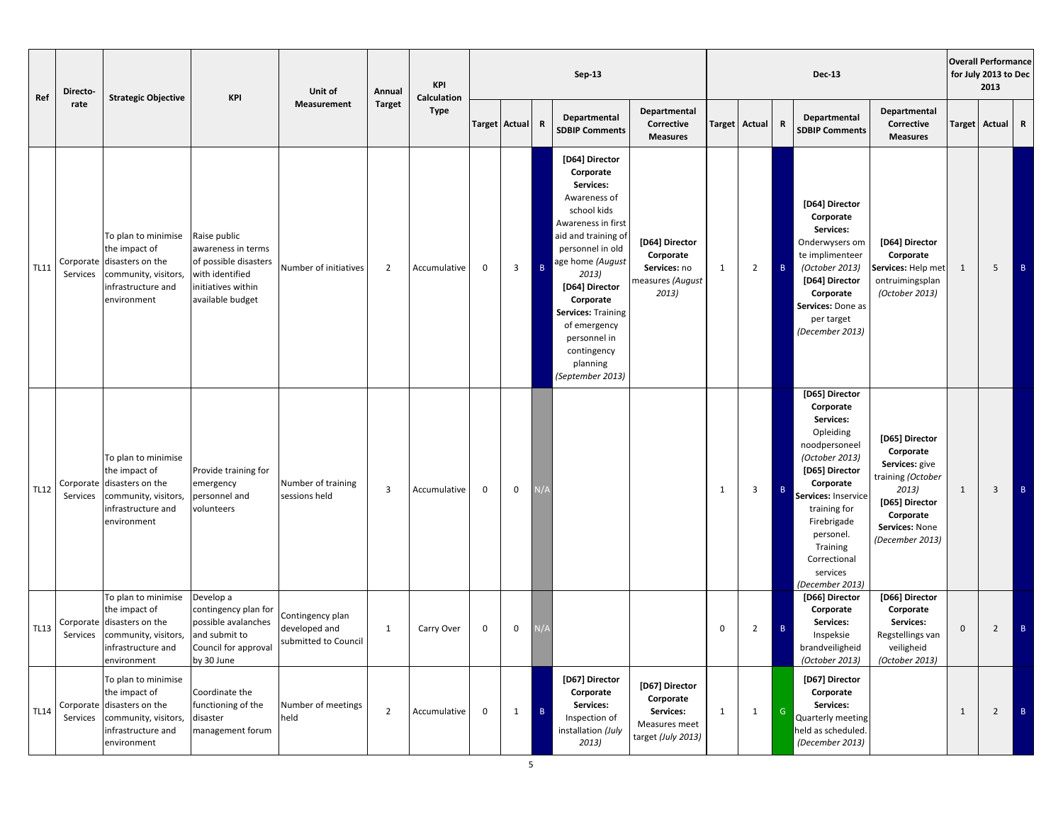| Ref | Directorate | Strategic Objective | KPI | Unit of Measurement | Annual Target | KPI Calculation Type | Sep-13 | | | | | Dec-13 | | | | | Overall Performance for July 2013 to Dec 2013 | | |
|---|---|---|---|---|---|---|---|---|---|---|---|---|---|---|---|---|---|---|---|
| | | | | | | | Target | Actual | R | Departmental SDBIP Comments | Departmental Corrective Measures | Target | Actual | R | Departmental SDBIP Comments | Departmental Corrective Measures | Target | Actual | R |
| TL11 | Corporate Services | To plan to minimise the impact of disasters on the community, visitors, infrastructure and environment | Raise public awareness in terms of possible disasters with identified initiatives within available budget | Number of initiatives | 2 | Accumulative | 0 | 3 | B | **[D64] Director Corporate Services:** Awareness of school kids Awareness in first aid and training of personnel in old age home *(August 2013)* **[D64] Director Corporate Services:** Training of emergency personnel in contingency planning *(September 2013)* | **[D64] Director Corporate Services:** no measures *(August 2013)* | 1 | 2 | B | **[D64] Director Corporate Services:** Onderwysers om te implimenteer *(October 2013)* **[D64] Director Corporate Services:** Done as per target *(December 2013)* | **[D64] Director Corporate Services:** Help met ontruimingsplan *(October 2013)* | 1 | 5 | B |
| TL12 | Corporate Services | To plan to minimise the impact of disasters on the community, visitors, infrastructure and environment | Provide training for emergency personnel and volunteers | Number of training sessions held | 3 | Accumulative | 0 | 0 | N/A | | | 1 | 3 | B | **[D65] Director Corporate Services:** Opleiding noodpersoneel *(October 2013)* **[D65] Director Corporate Services:** Inservice training for Firebrigade personel. Training Correctional services *(December 2013)* | **[D65] Director Corporate Services:** give training *(October 2013)* **[D65] Director Corporate Services:** None *(December 2013)* | 1 | 3 | B |
| TL13 | Corporate Services | To plan to minimise the impact of disasters on the community, visitors, infrastructure and environment | Develop a contingency plan for possible avalanches and submit to Council for approval by 30 June | Contingency plan developed and submitted to Council | 1 | Carry Over | 0 | 0 | N/A | | | 0 | 2 | B | **[D66] Director Corporate Services:** Inspeksie brandveiligheid *(October 2013)* | **[D66] Director Corporate Services:** Regstellings van veiligheid *(October 2013)* | 0 | 2 | B |
| TL14 | Corporate Services | To plan to minimise the impact of disasters on the community, visitors, infrastructure and environment | Coordinate the functioning of the disaster management forum | Number of meetings held | 2 | Accumulative | 0 | 1 | B | **[D67] Director Corporate Services:** Inspection of installation *(July 2013)* | **[D67] Director Corporate Services:** Measures meet target *(July 2013)* | 1 | 1 | G | **[D67] Director Corporate Services:** Quarterly meeting held as scheduled. *(December 2013)* | | 1 | 2 | B |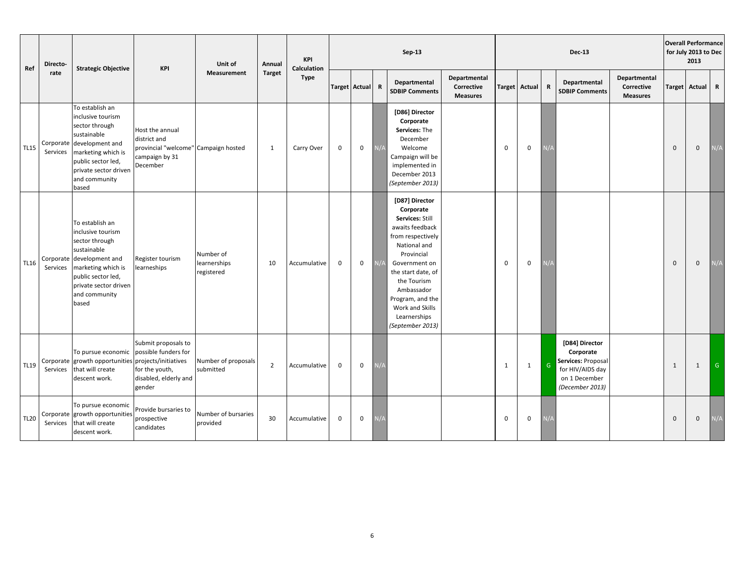| Ref | Directo-rate | Strategic Objective | KPI | Unit of Measurement | Annual Target | KPI Calculation Type | Sep-13 | | | | | Dec-13 | | | | | Overall Performance for July 2013 to Dec 2013 | | |
|---|---|---|---|---|---|---|---|---|---|---|---|---|---|---|---|---|---|---|---|
| | | | | | | | Target | Actual | R | Departmental SDBIP Comments | Departmental Corrective Measures | Target | Actual | R | Departmental SDBIP Comments | Departmental Corrective Measures | Target | Actual | R |
| TL15 | Corporate Services | To establish an inclusive tourism sector through sustainable development and marketing which is public sector led, private sector driven and community based | Host the annual district and provincial "welcome" campaign by 31 December | Campaign hosted | 1 | Carry Over | 0 | 0 | N/A | **[D86] Director Corporate Services:** The December Welcome Campaign will be implemented in December 2013 *(September 2013)* | | 0 | 0 | N/A | | | 0 | 0 | N/A |
| TL16 | Corporate Services | To establish an inclusive tourism sector through sustainable development and marketing which is public sector led, private sector driven and community based | Register tourism learneships | Number of learnerships registered | 10 | Accumulative | 0 | 0 | N/A | **[D87] Director Corporate Services:** Still awaits feedback from respectively National and Provincial Government on the start date, of the Tourism Ambassador Program, and the Work and Skills Learnerships *(September 2013)* | | 0 | 0 | N/A | | | 0 | 0 | N/A |
| TL19 | Corporate Services | To pursue economic growth opportunities that will create descent work. | Submit proposals to possible funders for projects/initiatives for the youth, disabled, elderly and gender | Number of proposals submitted | 2 | Accumulative | 0 | 0 | N/A | | | 1 | 1 | G | **[D84] Director Corporate Services:** Proposal for HIV/AIDS day on 1 December *(December 2013)* | | 1 | 1 | G |
| TL20 | Corporate Services | To pursue economic growth opportunities that will create descent work. | Provide bursaries to prospective candidates | Number of bursaries provided | 30 | Accumulative | 0 | 0 | N/A | | | 0 | 0 | N/A | | | 0 | 0 | N/A |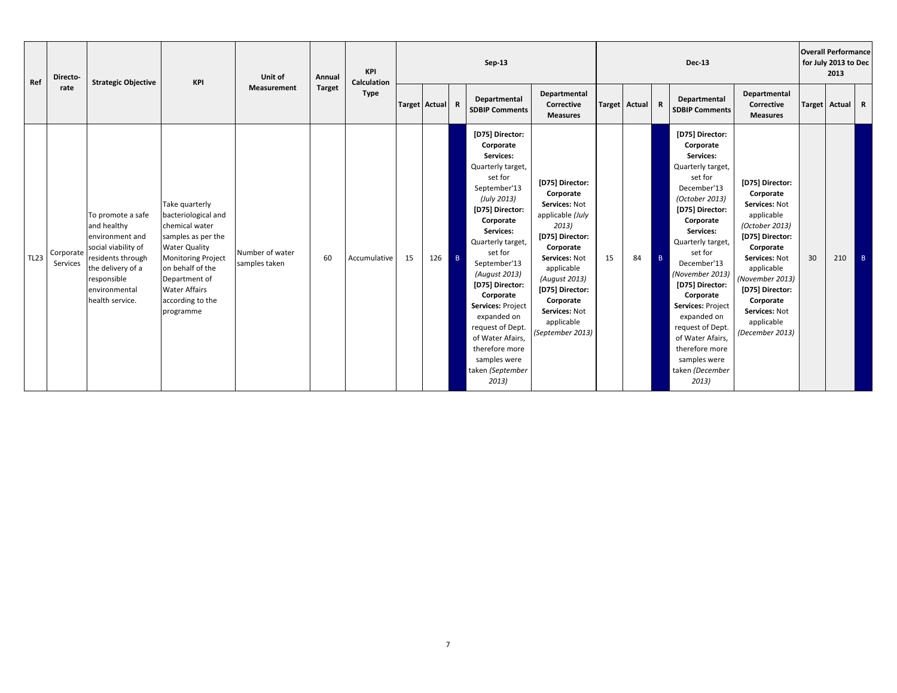| Ref | Directorate | Strategic Objective | KPI | Unit of Measurement | Annual Target | KPI Calculation Type | Sep-13 | | | | | Dec-13 | | | | | Overall Performance for July 2013 to Dec 2013 | | |
|---|---|---|---|---|---|---|---|---|---|---|---|---|---|---|---|---|---|---|---|
| | | | | | | | Target | Actual | R | Departmental SDBIP Comments | Departmental Corrective Measures | Target | Actual | R | Departmental SDBIP Comments | Departmental Corrective Measures | Target | Actual | R |
| TL23 | Corporate Services | To promote a safe and healthy environment and social viability of residents through the delivery of a responsible environmental health service. | Take quarterly bacteriological and chemical water samples as per the Water Quality Monitoring Project on behalf of the Department of Water Affairs according to the programme | Number of water samples taken | 60 | Accumulative | 15 | 126 | B | **[D75] Director: Corporate Services:** Quarterly target, set for September'13 *(July 2013)* **[D75] Director: Corporate Services:** Quarterly target, set for September'13 *(August 2013)* **[D75] Director: Corporate Services:** Project expanded on request of Dept. of Water Afairs, therefore more samples were taken *(September 2013)* | **[D75] Director: Corporate Services:** Not applicable *(July 2013)* **[D75] Director: Corporate Services:** Not applicable *(August 2013)* **[D75] Director: Corporate Services:** Not applicable *(September 2013)* | 15 | 84 | B | **[D75] Director: Corporate Services:** Quarterly target, set for December'13 *(October 2013)* **[D75] Director: Corporate Services:** Quarterly target, set for December'13 *(November 2013)* **[D75] Director: Corporate Services:** Project expanded on request of Dept. of Water Afairs, therefore more samples were taken *(December 2013)* | **[D75] Director: Corporate Services:** Not applicable *(October 2013)* **[D75] Director: Corporate Services:** Not applicable *(November 2013)* **[D75] Director: Corporate Services:** Not applicable *(December 2013)* | 30 | 210 | B |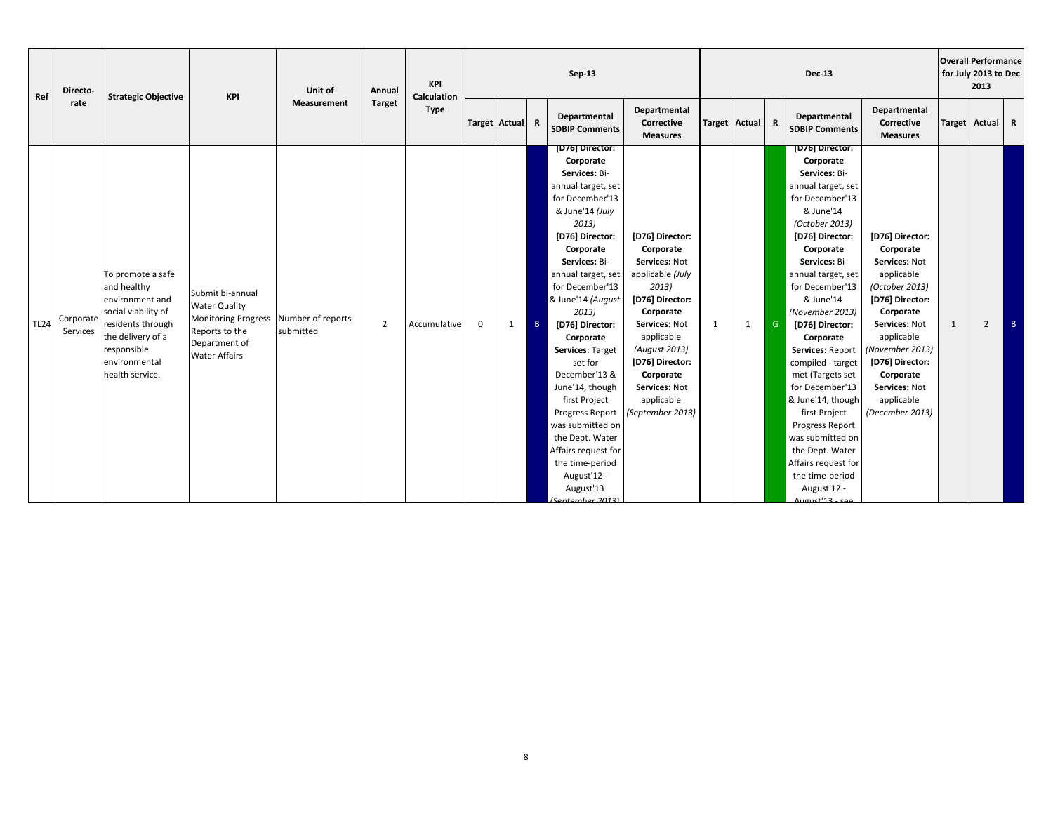| Ref | Directorate | Strategic Objective | KPI | Unit of Measurement | Annual Target | KPI Calculation Type | Sep-13 | | | | | Dec-13 | | | | | Overall Performance for July 2013 to Dec 2013 | | |
|---|---|---|---|---|---|---|---|---|---|---|---|---|---|---|---|---|---|---|---|
| | | | | | | | Target | Actual | R | Departmental SDBIP Comments | Departmental Corrective Measures | Target | Actual | R | Departmental SDBIP Comments | Departmental Corrective Measures | Target | Actual | R |
| TL24 | Corporate Services | To promote a safe and healthy environment and social viability of residents through the delivery of a responsible environmental health service. | Submit bi-annual Water Quality Monitoring Progress Reports to the Department of Water Affairs | Number of reports submitted | 2 | Accumulative | 0 | 1 | B | **[D76] Director: Corporate Services:** Bi-annual target, set for December'13 & June'14 *(July 2013)* **[D76] Director: Corporate Services:** Bi-annual target, set for December'13 & June'14 *(August 2013)* **[D76] Director: Corporate Services:** Target set for December'13 & June'14, though first Project Progress Report was submitted on the Dept. Water Affairs request for the time-period August'12 - August'13 *(September 2013)* | **[D76] Director: Corporate Services:** Not applicable *(July 2013)* **[D76] Director: Corporate Services:** Not applicable *(August 2013)* **[D76] Director: Corporate Services:** Not applicable *(September 2013)* | 1 | 1 | G | **[D76] Director: Corporate Services:** Bi-annual target, set for December'13 & June'14 *(October 2013)* **[D76] Director: Corporate Services:** Bi-annual target, set for December'13 & June'14 *(November 2013)* **[D76] Director: Corporate Services:** Report compiled - target met (Targets set for December'13 & June'14, though first Project Progress Report was submitted on the Dept. Water Affairs request for the time-period August'12 - August'13 - see | **[D76] Director: Corporate Services:** Not applicable *(October 2013)* **[D76] Director: Corporate Services:** Not applicable *(November 2013)* **[D76] Director: Corporate Services:** Not applicable *(December 2013)* | 1 | 2 | B |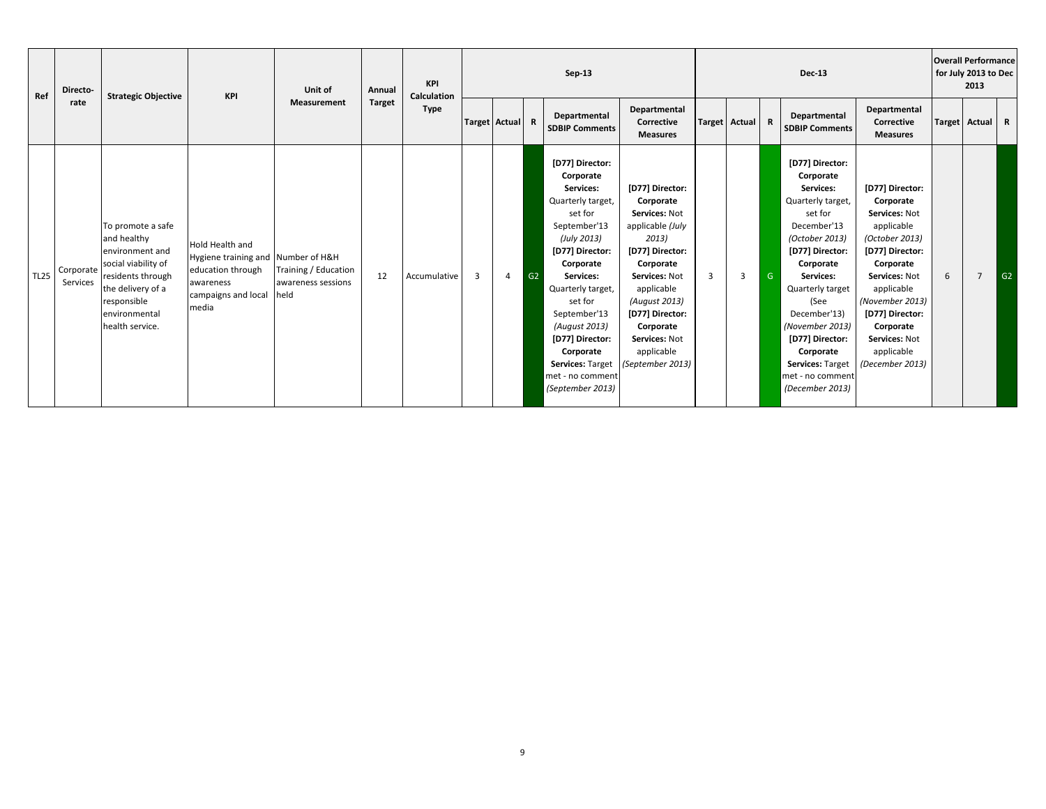| Ref | Directorate | Strategic Objective | KPI | Unit of Measurement | Annual Target | KPI Calculation Type | Sep-13 | | | | | Dec-13 | | | | | Overall Performance for July 2013 to Dec 2013 | | |
|---|---|---|---|---|---|---|---|---|---|---|---|---|---|---|---|---|---|---|---|
| | | | | | | | Target | Actual | R | Departmental SDBIP Comments | Departmental Corrective Measures | Target | Actual | R | Departmental SDBIP Comments | Departmental Corrective Measures | Target | Actual | R |
| TL25 | Corporate Services | To promote a safe and healthy environment and social viability of residents through the delivery of a responsible environmental health service. | Hold Health and Hygiene training and education through awareness campaigns and local media | Number of H&H Training / Education awareness sessions held | 12 | Accumulative | 3 | 4 | G2 | **[D77] Director: Corporate Services:** Quarterly target, set for September'13 *(July 2013)* **[D77] Director: Corporate Services:** Quarterly target, set for September'13 *(August 2013)* **[D77] Director: Corporate Services:** Target met - no comment *(September 2013)* | **[D77] Director: Corporate Services:** Not applicable *(July 2013)* **[D77] Director: Corporate Services:** Not applicable *(August 2013)* **[D77] Director: Corporate Services:** Not applicable *(September 2013)* | 3 | 3 | G | **[D77] Director: Corporate Services:** Quarterly target, set for December'13 *(October 2013)* **[D77] Director: Corporate Services:** Quarterly target (See December'13) *(November 2013)* **[D77] Director: Corporate Services:** Target met - no comment *(December 2013)* | **[D77] Director: Corporate Services:** Not applicable *(October 2013)* **[D77] Director: Corporate Services:** Not applicable *(November 2013)* **[D77] Director: Corporate Services:** Not applicable *(December 2013)* | 6 | 7 | G2 |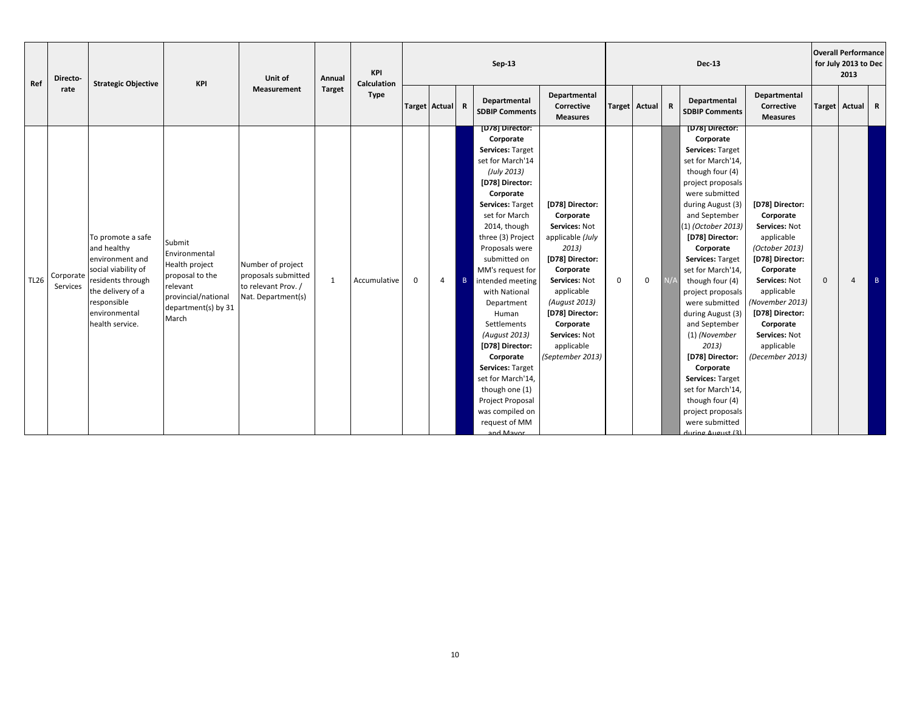| Ref | Directorate | Strategic Objective | KPI | Unit of Measurement | Annual Target | KPI Calculation Type | Sep-13 | | | | | Dec-13 | | | | | Overall Performance for July 2013 to Dec 2013 | | |
|---|---|---|---|---|---|---|---|---|---|---|---|---|---|---|---|---|---|---|---|
| | | | | | | | Target | Actual | R | Departmental SDBIP Comments | Departmental Corrective Measures | Target | Actual | R | Departmental SDBIP Comments | Departmental Corrective Measures | Target | Actual | R |
| TL26 | Corporate Services | To promote a safe and healthy environment and social viability of residents through the delivery of a responsible environmental health service. | Submit Environmental Health project proposal to the relevant provincial/national department(s) by 31 March | Number of project proposals submitted to relevant Prov. / Nat. Department(s) | 1 | Accumulative | 0 | 4 | B | [D78] Director: Corporate Services: Target set for March'14 *(July 2013)* [D78] Director: Corporate Services: Target set for March 2014, though three (3) Project Proposals were submitted on MM's request for intended meeting with National Department Human Settlements *(August 2013)* [D78] Director: Corporate Services: Target set for March'14, though one (1) Project Proposal was compiled on request of MM and Mayor | [D78] Director: Corporate Services: Not applicable *(July 2013)* [D78] Director: Corporate Services: Not applicable *(August 2013)* [D78] Director: Corporate Services: Not applicable *(September 2013)* | 0 | 0 | N/A | [D78] Director: Corporate Services: Target set for March'14, though four (4) project proposals were submitted during August (3) and September (1) *(October 2013)* [D78] Director: Corporate Services: Target set for March'14, though four (4) project proposals were submitted during August (3) and September (1) *(November 2013)* [D78] Director: Corporate Services: Target set for March'14, though four (4) project proposals were submitted during August (3) | [D78] Director: Corporate Services: Not applicable *(October 2013)* [D78] Director: Corporate Services: Not applicable *(November 2013)* [D78] Director: Corporate Services: Not applicable *(December 2013)* | 0 | 4 | B |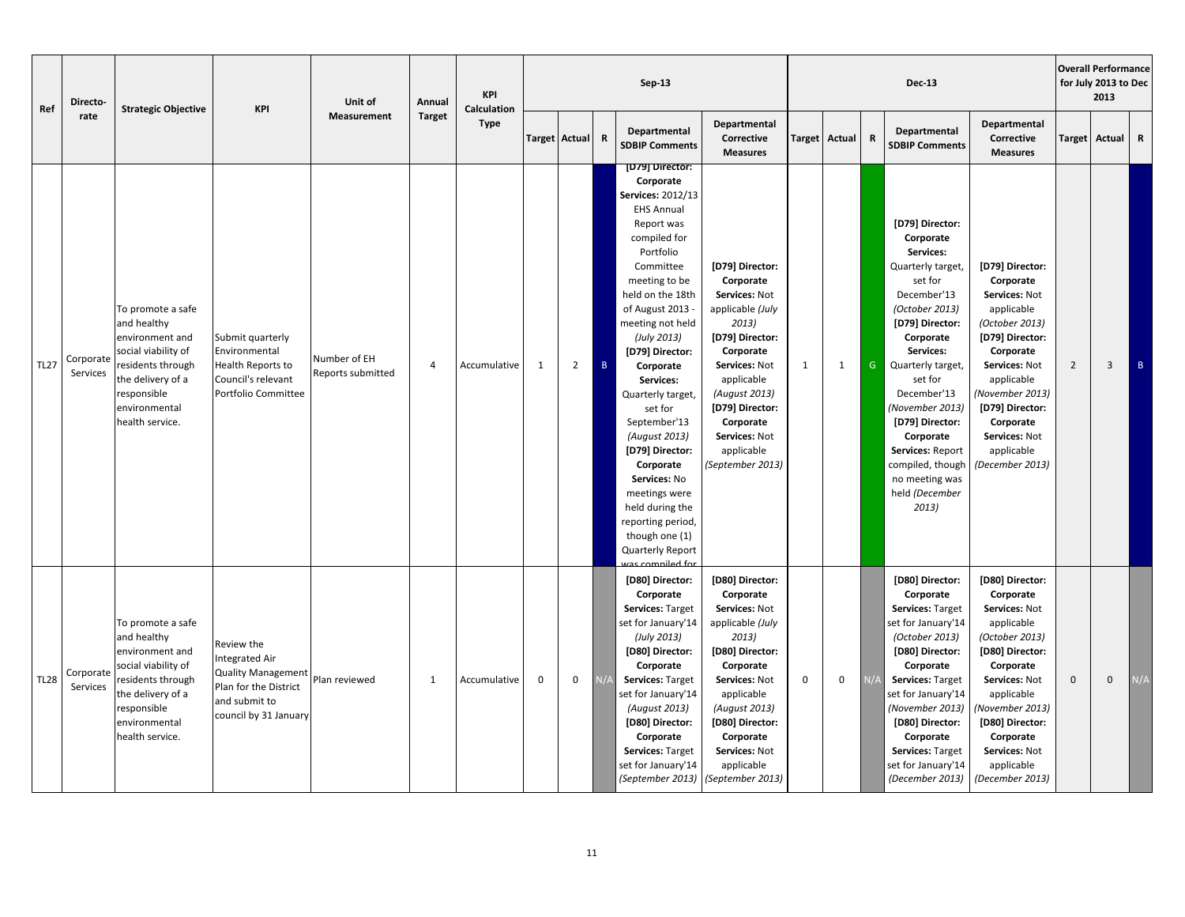| Ref | Directorate | Strategic Objective | KPI | Unit of Measurement | Annual Target | KPI Calculation Type | Sep-13 | | | | | Dec-13 | | | | | Overall Performance for July 2013 to Dec 2013 | | |
|---|---|---|---|---|---|---|---|---|---|---|---|---|---|---|---|---|---|---|---|
| | | | | | | | Target | Actual | R | Departmental SDBIP Comments | Departmental Corrective Measures | Target | Actual | R | Departmental SDBIP Comments | Departmental Corrective Measures | Target | Actual | R |
| TL27 | Corporate Services | To promote a safe and healthy environment and social viability of residents through the delivery of a responsible environmental health service. | Submit quarterly Environmental Health Reports to Council's relevant Portfolio Committee | Number of EH Reports submitted | 4 | Accumulative | 1 | 2 | B | **[D79] Director: Corporate Services:** 2012/13 EHS Annual Report was compiled for Portfolio Committee meeting to be held on the 18th of August 2013 - meeting not held *(July 2013)* **[D79] Director: Corporate Services:** Quarterly target, set for September'13 *(August 2013)* **[D79] Director: Corporate Services:** No meetings were held during the reporting period, though one (1) Quarterly Report was compiled for | **[D79] Director: Corporate Services:** Not applicable *(July 2013)* **[D79] Director: Corporate Services:** Not applicable *(August 2013)* **[D79] Director: Corporate Services:** Not applicable *(September 2013)* | 1 | 1 | G | **[D79] Director: Corporate Services:** Quarterly target, set for December'13 *(October 2013)* **[D79] Director: Corporate Services:** Quarterly target, set for December'13 *(November 2013)* **[D79] Director: Corporate Services:** Report compiled, though no meeting was held *(December 2013)* | **[D79] Director: Corporate Services:** Not applicable *(October 2013)* **[D79] Director: Corporate Services:** Not applicable *(November 2013)* **[D79] Director: Corporate Services:** Not applicable *(December 2013)* | 2 | 3 | B |
| TL28 | Corporate Services | To promote a safe and healthy environment and social viability of residents through the delivery of a responsible environmental health service. | Review the Integrated Air Quality Management Plan for the District and submit to council by 31 January | Plan reviewed | 1 | Accumulative | 0 | 0 | N/A | **[D80] Director: Corporate Services:** Target set for January'14 *(July 2013)* **[D80] Director: Corporate Services:** Target set for January'14 *(August 2013)* **[D80] Director: Corporate Services:** Target set for January'14 *(September 2013)* | **[D80] Director: Corporate Services:** Not applicable *(July 2013)* **[D80] Director: Corporate Services:** Not applicable *(August 2013)* **[D80] Director: Corporate Services:** Not applicable *(September 2013)* | 0 | 0 | N/A | **[D80] Director: Corporate Services:** Target set for January'14 *(October 2013)* **[D80] Director: Corporate Services:** Target set for January'14 *(November 2013)* **[D80] Director: Corporate Services:** Target set for January'14 *(December 2013)* | **[D80] Director: Corporate Services:** Not applicable *(October 2013)* **[D80] Director: Corporate Services:** Not applicable *(November 2013)* **[D80] Director: Corporate Services:** Not applicable *(December 2013)* | 0 | 0 | N/A |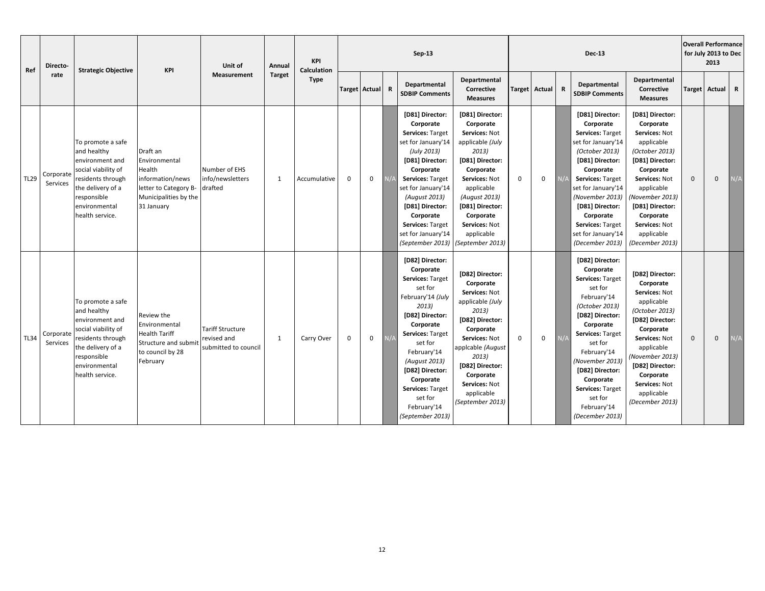| Ref | Directorate | Strategic Objective | KPI | Unit of Measurement | Annual Target | KPI Calculation Type | Sep-13 | | | | | Dec-13 | | | | | Overall Performance for July 2013 to Dec 2013 | | |
|---|---|---|---|---|---|---|---|---|---|---|---|---|---|---|---|---|---|---|---|
| | | | | | | | Target | Actual | R | Departmental SDBIP Comments | Departmental Corrective Measures | Target | Actual | R | Departmental SDBIP Comments | Departmental Corrective Measures | Target | Actual | R |
| TL29 | Corporate Services | To promote a safe and healthy environment and social viability of residents through the delivery of a responsible environmental health service. | Draft an Environmental Health information/news letter to Category B-Municipalities by the 31 January | Number of EHS info/newsletters drafted | 1 | Accumulative | 0 | 0 | N/A | **[D81] Director: Corporate Services:** Target set for January'14 *(July 2013)* **[D81] Director: Corporate Services:** Target set for January'14 *(August 2013)* **[D81] Director: Corporate Services:** Target set for January'14 *(September 2013)* | **[D81] Director: Corporate Services:** Not applicable *(July 2013)* **[D81] Director: Corporate Services:** Not applicable *(August 2013)* **[D81] Director: Corporate Services:** Not applicable *(September 2013)* | 0 | 0 | N/A | **[D81] Director: Corporate Services:** Target set for January'14 *(October 2013)* **[D81] Director: Corporate Services:** Target set for January'14 *(November 2013)* **[D81] Director: Corporate Services:** Target set for January'14 *(December 2013)* | **[D81] Director: Corporate Services:** Not applicable *(October 2013)* **[D81] Director: Corporate Services:** Not applicable *(November 2013)* **[D81] Director: Corporate Services:** Not applicable *(December 2013)* | 0 | 0 | N/A |
| TL34 | Corporate Services | To promote a safe and healthy environment and social viability of residents through the delivery of a responsible environmental health service. | Review the Environmental Health Tariff Structure and submit to council by 28 February | Tariff Structure revised and submitted to council | 1 | Carry Over | 0 | 0 | N/A | **[D82] Director: Corporate Services:** Target set for February'14 *(July 2013)* **[D82] Director: Corporate Services:** Target set for February'14 *(August 2013)* **[D82] Director: Corporate Services:** Target set for February'14 *(September 2013)* | **[D82] Director: Corporate Services:** Not applicable *(July 2013)* **[D82] Director: Corporate Services:** Not applcable *(August 2013)* **[D82] Director: Corporate Services:** Not applicable *(September 2013)* | 0 | 0 | N/A | **[D82] Director: Corporate Services:** Target set for February'14 *(October 2013)* **[D82] Director: Corporate Services:** Target set for February'14 *(November 2013)* **[D82] Director: Corporate Services:** Target set for February'14 *(December 2013)* | **[D82] Director: Corporate Services:** Not applicable *(October 2013)* **[D82] Director: Corporate Services:** Not applicable *(November 2013)* **[D82] Director: Corporate Services:** Not applicable *(December 2013)* | 0 | 0 | N/A |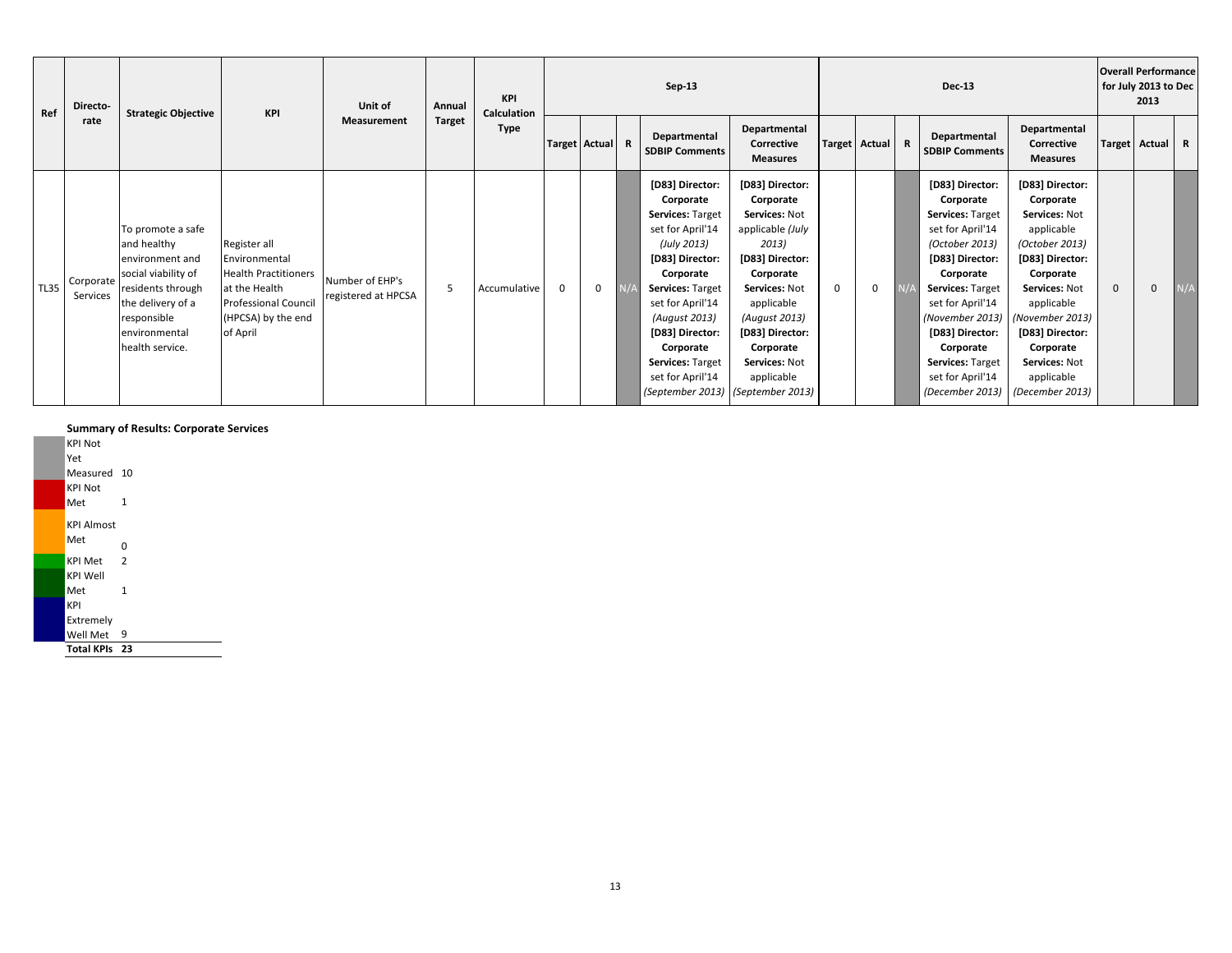| Ref | Directorate | Strategic Objective | KPI | Unit of Measurement | Annual Target | KPI Calculation Type | Sep-13 | | | | | Dec-13 | | | | | Overall Performance for July 2013 to Dec 2013 | | |
|---|---|---|---|---|---|---|---|---|---|---|---|---|---|---|---|---|---|---|---|
| | | | | | | | Target | Actual | R | Departmental SDBIP Comments | Departmental Corrective Measures | Target | Actual | R | Departmental SDBIP Comments | Departmental Corrective Measures | Target | Actual | R |
| TL35 | Corporate Services | To promote a safe and healthy environment and social viability of residents through the delivery of a responsible environmental health service. | Register all Environmental Health Practitioners at the Health Professional Council (HPCSA) by the end of April | Number of EHP's registered at HPCSA | 5 | Accumulative | 0 | 0 | N/A | **[D83] Director: Corporate Services:** Target set for April'14 *(July 2013)* **[D83] Director: Corporate Services:** Target set for April'14 *(August 2013)* **[D83] Director: Corporate Services:** Target set for April'14 *(September 2013)* | **[D83] Director: Corporate Services:** Not applicable *(July 2013)* **[D83] Director: Corporate Services:** Not applicable *(August 2013)* **[D83] Director: Corporate Services:** Not applicable *(September 2013)* | 0 | 0 | N/A | **[D83] Director: Corporate Services:** Target set for April'14 *(October 2013)* **[D83] Director: Corporate Services:** Target set for April'14 *(November 2013)* **[D83] Director: Corporate Services:** Target set for April'14 *(December 2013)* | **[D83] Director: Corporate Services:** Not applicable *(October 2013)* **[D83] Director: Corporate Services:** Not applicable *(November 2013)* **[D83] Director: Corporate Services:** Not applicable *(December 2013)* | 0 | 0 | N/A |

**Summary of Results: Corporate Services**

| | |
|---|---|
| KPI Not Yet Measured | 10 |
| KPI Not Met | 1 |
| KPI Almost Met | 0 |
| KPI Met | 2 |
| KPI Well Met | 1 |
| KPI Extremely Well Met | 9 |
| **Total KPIs** | **23** |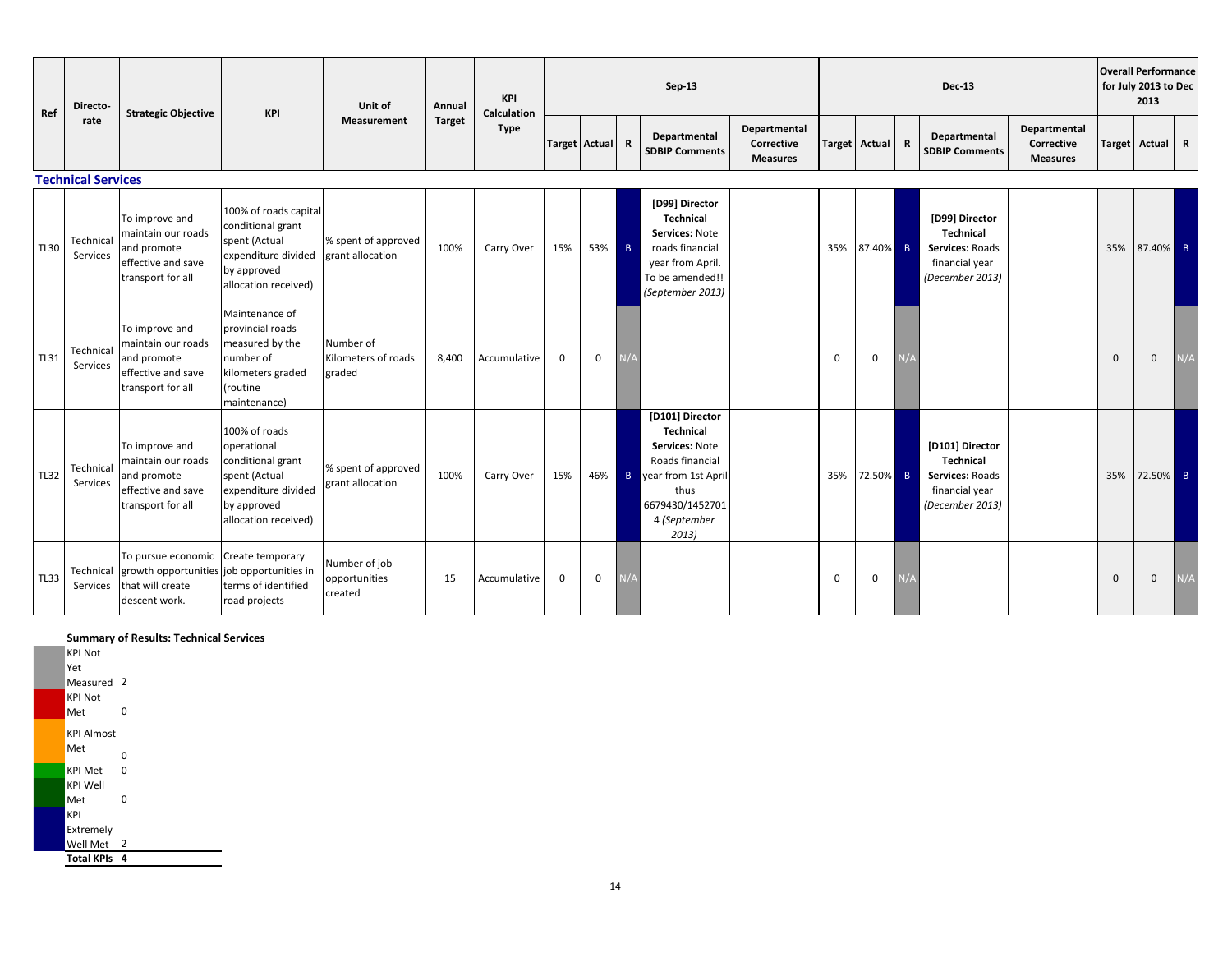| Ref | Directorate | Strategic Objective | KPI | Unit of Measurement | Annual Target | KPI Calculation Type | Sep-13 | | | | | Dec-13 | | | | | Overall Performance for July 2013 to Dec 2013 | | |
|---|---|---|---|---|---|---|---|---|---|---|---|---|---|---|---|---|---|---|---|
| | | | | | | | Target | Actual | R | Departmental SDBIP Comments | Departmental Corrective Measures | Target | Actual | R | Departmental SDBIP Comments | Departmental Corrective Measures | Target | Actual | R |
| **Technical Services** | | | | | | | | | | | | | | | | | | | |
| TL30 | Technical Services | To improve and maintain our roads and promote effective and save transport for all | 100% of roads capital conditional grant spent (Actual expenditure divided by approved allocation received) | % spent of approved grant allocation | 100% | Carry Over | 15% | 53% | B | **[D99] Director Technical Services:** Note roads financial year from April. To be amended!! *(September 2013)* | | 35% | 87.40% | B | **[D99] Director Technical Services:** Roads financial year *(December 2013)* | | 35% | 87.40% | B |
| TL31 | Technical Services | To improve and maintain our roads and promote effective and save transport for all | Maintenance of provincial roads measured by the number of kilometers graded (routine maintenance) | Number of Kilometers of roads graded | 8,400 | Accumulative | 0 | 0 | N/A | | | 0 | 0 | N/A | | | 0 | 0 | N/A |
| TL32 | Technical Services | To improve and maintain our roads and promote effective and save transport for all | 100% of roads operational conditional grant spent (Actual expenditure divided by approved allocation received) | % spent of approved grant allocation | 100% | Carry Over | 15% | 46% | B | **[D101] Director Technical Services:** Note Roads financial year from 1st April thus 6679430/14527014 *(September 2013)* | | 35% | 72.50% | B | **[D101] Director Technical Services:** Roads financial year *(December 2013)* | | 35% | 72.50% | B |
| TL33 | Technical Services | To pursue economic growth opportunities that will create descent work. | Create temporary job opportunities in terms of identified road projects | Number of job opportunities created | 15 | Accumulative | 0 | 0 | N/A | | | 0 | 0 | N/A | | | 0 | 0 | N/A |

**Summary of Results: Technical Services**

| Category | Count |
|---|---|
| KPI Not Yet Measured | 2 |
| KPI Not Met | 0 |
| KPI Almost Met | 0 |
| KPI Met | 0 |
| KPI Well Met | 0 |
| KPI Extremely Well Met | 2 |
| **Total KPIs** | **4** |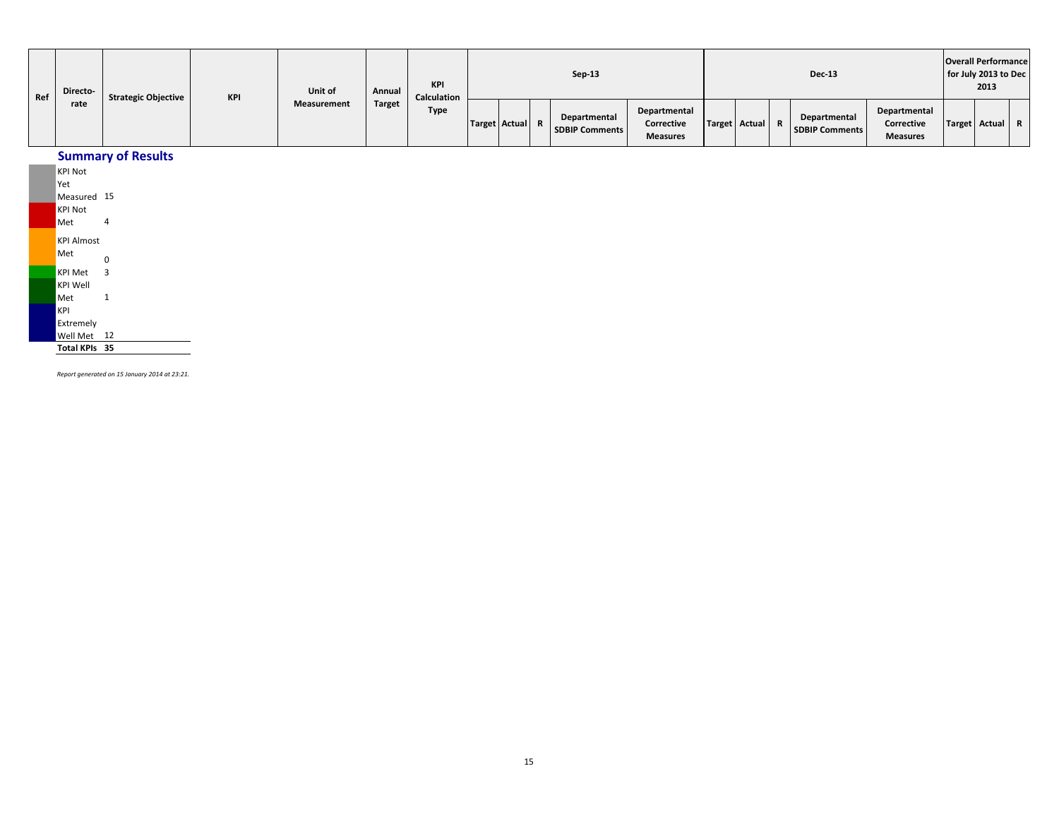| Ref | Directorate | Strategic Objective | KPI | Unit of Measurement | Annual Target | KPI Calculation Type | Sep-13 | | | | | Dec-13 | | | | | Overall Performance for July 2013 to Dec 2013 | | |
|---|---|---|---|---|---|---|---|---|---|---|---|---|---|---|---|---|---|---|---|
| | | | | | | | Target | Actual | R | Departmental SDBIP Comments | Departmental Corrective Measures | Target | Actual | R | Departmental SDBIP Comments | Departmental Corrective Measures | Target | Actual | R |

## Summary of Results

| | |
|---|---|
| KPI Not Yet Measured | 15 |
| KPI Not Met | 4 |
| KPI Almost Met | 0 |
| KPI Met | 3 |
| KPI Well Met | 1 |
| KPI Extremely Well Met | 12 |
| **Total KPIs** | **35** |

*Report generated on 15 January 2014 at 23:21.*